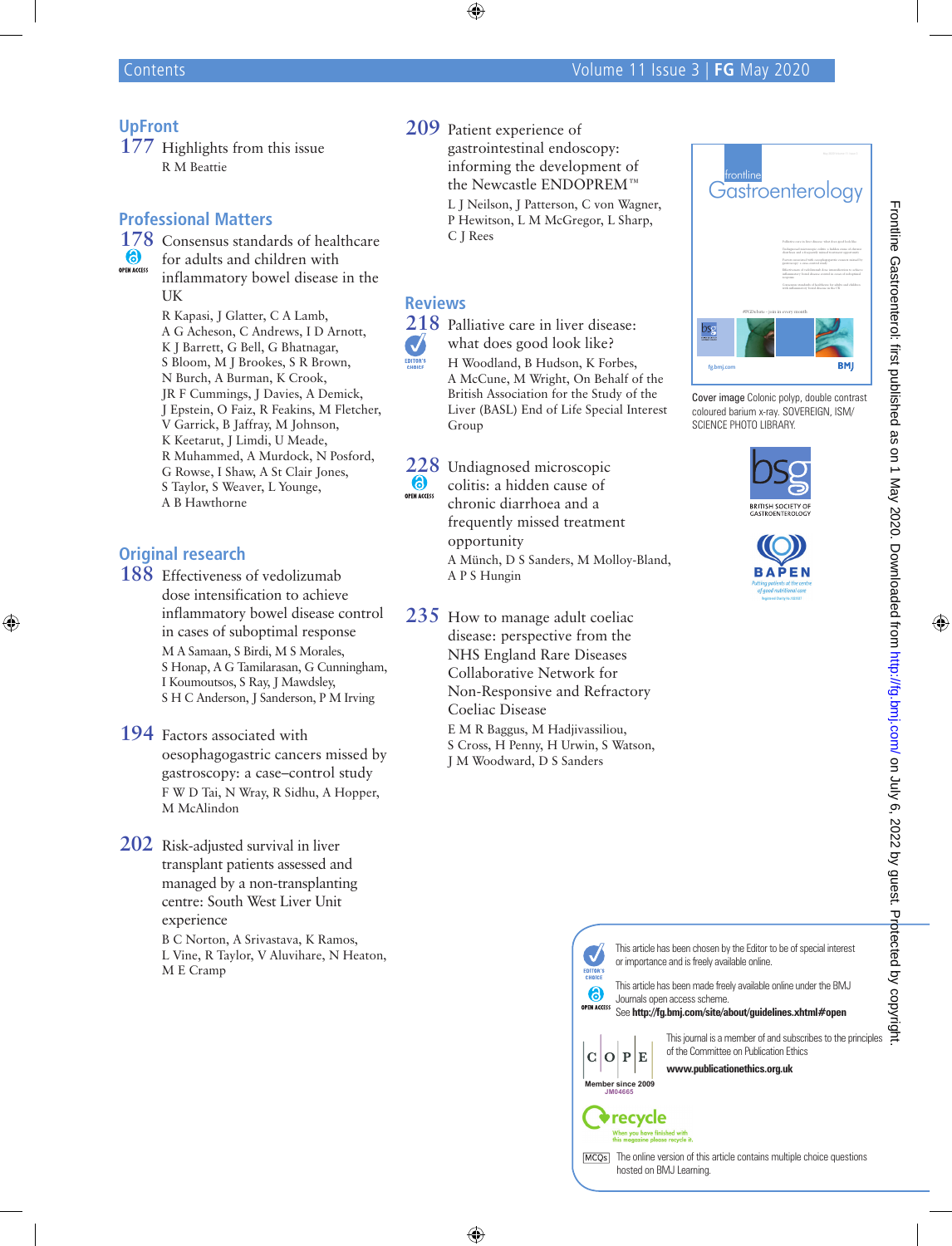# Contents

## UpFront

**177** Highlights from this issue
R M Beattie

## Professional Matters

**178** Consensus standards of healthcare for adults and children with inflammatory bowel disease in the UK *(OPEN ACCESS)*
R Kapasi, J Glatter, C A Lamb, A G Acheson, C Andrews, I D Arnott, K J Barrett, G Bell, G Bhatnagar, S Bloom, M J Brookes, S R Brown, N Burch, A Burman, K Crook, JR F Cummings, J Davies, A Demick, J Epstein, O Faiz, R Feakins, M Fletcher, V Garrick, B Jaffray, M Johnson, K Keetarut, J Limdi, U Meade, R Muhammed, A Murdock, N Posford, G Rowse, I Shaw, A St Clair Jones, S Taylor, S Weaver, L Younge, A B Hawthorne

## Original research

**188** Effectiveness of vedolizumab dose intensification to achieve inflammatory bowel disease control in cases of suboptimal response
M A Samaan, S Birdi, M S Morales, S Honap, A G Tamilarasan, G Cunningham, I Koumoutsos, S Ray, J Mawdsley, S H C Anderson, J Sanderson, P M Irving

**194** Factors associated with oesophagogastric cancers missed by gastroscopy: a case–control study
F W D Tai, N Wray, R Sidhu, A Hopper, M McAlindon

**202** Risk-adjusted survival in liver transplant patients assessed and managed by a non-transplanting centre: South West Liver Unit experience
B C Norton, A Srivastava, K Ramos, L Vine, R Taylor, V Aluvihare, N Heaton, M E Cramp

**209** Patient experience of gastrointestinal endoscopy: informing the development of the Newcastle ENDOPREM™
L J Neilson, J Patterson, C von Wagner, P Hewitson, L M McGregor, L Sharp, C J Rees

## Reviews

**218** Palliative care in liver disease: what does good look like? *(EDITOR'S CHOICE)*
H Woodland, B Hudson, K Forbes, A McCune, M Wright, On Behalf of the British Association for the Study of the Liver (BASL) End of Life Special Interest Group

**228** Undiagnosed microscopic colitis: a hidden cause of chronic diarrhoea and a frequently missed treatment opportunity *(OPEN ACCESS)*
A Münch, D S Sanders, M Molloy-Bland, A P S Hungin

**235** How to manage adult coeliac disease: perspective from the NHS England Rare Diseases Collaborative Network for Non-Responsive and Refractory Coeliac Disease
E M R Baggus, M Hadjivassiliou, S Cross, H Penny, H Urwin, S Watson, J M Woodward, D S Sanders

**Cover image** Colonic polyp, double contrast coloured barium x-ray. SOVEREIGN, ISM/SCIENCE PHOTO LIBRARY.

BRITISH SOCIETY OF GASTROENTEROLOGY

BAPEN — Putting patients at the centre of good nutritional care

EDITOR'S CHOICE — This article has been chosen by the Editor to be of special interest or importance and is freely available online.

OPEN ACCESS — This article has been made freely available online under the BMJ Journals open access scheme. See **http://fg.bmj.com/site/about/guidelines.xhtml#open**

COPE — Member since 2009 JM04665. This journal is a member of and subscribes to the principles of the Committee on Publication Ethics **www.publicationethics.org.uk**

recycle — When you have finished with this magazine please recycle it.

MCQs — The online version of this article contains multiple choice questions hosted on BMJ Learning.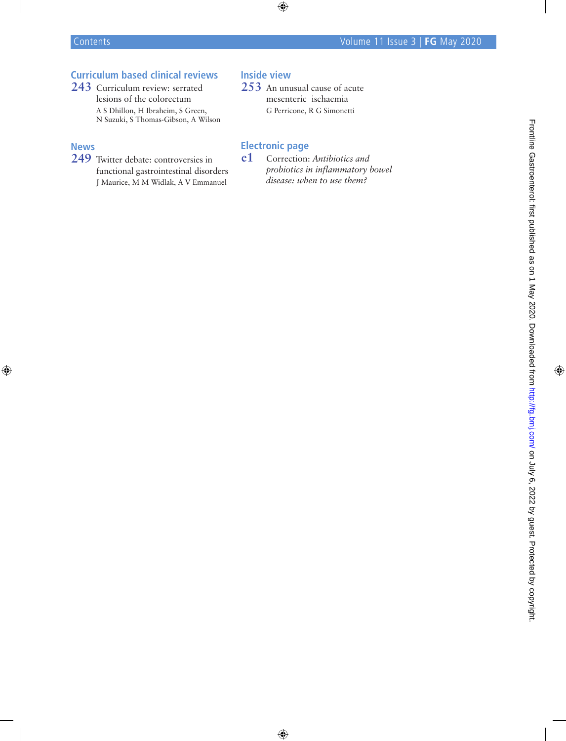## Curriculum based clinical reviews

**243** Curriculum review: serrated lesions of the colorectum
A S Dhillon, H Ibraheim, S Green, N Suzuki, S Thomas-Gibson, A Wilson

## News

**249** Twitter debate: controversies in functional gastrointestinal disorders
J Maurice, M M Widlak, A V Emmanuel

## Inside view

**253** An unusual cause of acute mesenteric ischaemia
G Perricone, R G Simonetti

## Electronic page

**e1** Correction: *Antibiotics and probiotics in inflammatory bowel disease: when to use them?*